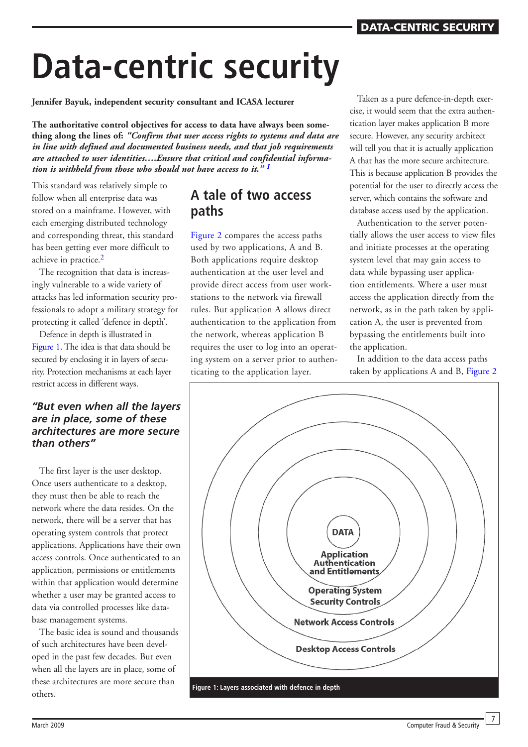# Data-centric security

**Jennifer Bayuk, independent security consultant and ICASA lecturer**

**The authoritative control objectives for access to data have always been something along the lines of: *"Confirm that user access rights to systems and data are in line with defined and documented business needs, and that job requirements are attached to user identities….Ensure that critical and confidential information is withheld from those who should not have access to it."* [1]**

This standard was relatively simple to follow when all enterprise data was stored on a mainframe. However, with each emerging distributed technology and corresponding threat, this standard has been getting ever more difficult to achieve in practice.[2]

The recognition that data is increasingly vulnerable to a wide variety of attacks has led information security professionals to adopt a military strategy for protecting it called 'defence in depth'.

Defence in depth is illustrated in Figure 1. The idea is that data should be secured by enclosing it in layers of security. Protection mechanisms at each layer restrict access in different ways.

> ***"But even when all the layers are in place, some of these architectures are more secure than others"***

The first layer is the user desktop. Once users authenticate to a desktop, they must then be able to reach the network where the data resides. On the network, there will be a server that has operating system controls that protect applications. Applications have their own access controls. Once authenticated to an application, permissions or entitlements within that application would determine whether a user may be granted access to data via controlled processes like database management systems.

The basic idea is sound and thousands of such architectures have been developed in the past few decades. But even when all the layers are in place, some of these architectures are more secure than others.

## A tale of two access paths

Figure 2 compares the access paths used by two applications, A and B. Both applications require desktop authentication at the user level and provide direct access from user workstations to the network via firewall rules. But application A allows direct authentication to the application from the network, whereas application B requires the user to log into an operating system on a server prior to authenticating to the application layer.

Taken as a pure defence-in-depth exercise, it would seem that the extra authentication layer makes application B more secure. However, any security architect will tell you that it is actually application A that has the more secure architecture. This is because application B provides the potential for the user to directly access the server, which contains the software and database access used by the application.

Authentication to the server potentially allows the user access to view files and initiate processes at the operating system level that may gain access to data while bypassing user application entitlements. Where a user must access the application directly from the network, as in the path taken by application A, the user is prevented from bypassing the entitlements built into the application.

In addition to the data access paths taken by applications A and B, Figure 2

Figure 1: Layers associated with defence in depth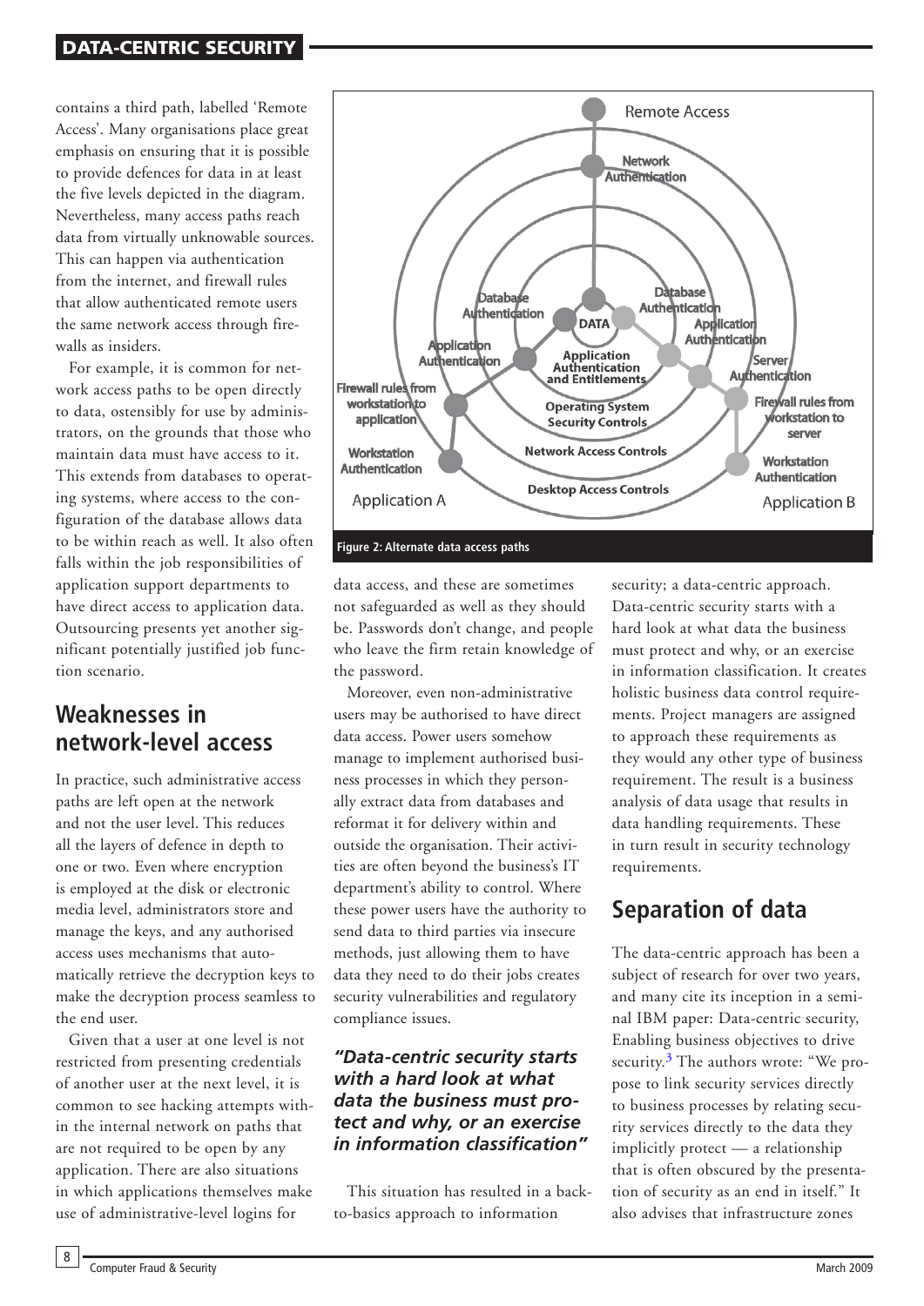contains a third path, labelled 'Remote Access'. Many organisations place great emphasis on ensuring that it is possible to provide defences for data in at least the five levels depicted in the diagram. Nevertheless, many access paths reach data from virtually unknowable sources. This can happen via authentication from the internet, and firewall rules that allow authenticated remote users the same network access through firewalls as insiders.

For example, it is common for network access paths to be open directly to data, ostensibly for use by administrators, on the grounds that those who maintain data must have access to it. This extends from databases to operating systems, where access to the configuration of the database allows data to be within reach as well. It also often falls within the job responsibilities of application support departments to have direct access to application data. Outsourcing presents yet another significant potentially justified job function scenario.

Remote Access
Network Authentication
Database Authentication
DATA
Database Authentication
Application Authentication
Application Authentication and Entitlements
Application Authentication
Server Authentication
Firewall rules from workstation to application
Operating System Security Controls
Firewall rules from workstation to server
Network Access Controls
Workstation Authentication
Workstation Authentication
Desktop Access Controls
Application A
Application B

**Figure 2: Alternate data access paths**

## Weaknesses in network-level access

In practice, such administrative access paths are left open at the network and not the user level. This reduces all the layers of defence in depth to one or two. Even where encryption is employed at the disk or electronic media level, administrators store and manage the keys, and any authorised access uses mechanisms that automatically retrieve the decryption keys to make the decryption process seamless to the end user.

Given that a user at one level is not restricted from presenting credentials of another user at the next level, it is common to see hacking attempts within the internal network on paths that are not required to be open by any application. There are also situations in which applications themselves make use of administrative-level logins for data access, and these are sometimes not safeguarded as well as they should be. Passwords don't change, and people who leave the firm retain knowledge of the password.

Moreover, even non-administrative users may be authorised to have direct data access. Power users somehow manage to implement authorised business processes in which they personally extract data from databases and reformat it for delivery within and outside the organisation. Their activities are often beyond the business's IT department's ability to control. Where these power users have the authority to send data to third parties via insecure methods, just allowing them to have data they need to do their jobs creates security vulnerabilities and regulatory compliance issues.

> ***"Data-centric security starts with a hard look at what data the business must protect and why, or an exercise in information classification"***

This situation has resulted in a back-to-basics approach to information security; a data-centric approach. Data-centric security starts with a hard look at what data the business must protect and why, or an exercise in information classification. It creates holistic business data control requirements. Project managers are assigned to approach these requirements as they would any other type of business requirement. The result is a business analysis of data usage that results in data handling requirements. These in turn result in security technology requirements.

## Separation of data

The data-centric approach has been a subject of research for over two years, and many cite its inception in a seminal IBM paper: Data-centric security, Enabling business objectives to drive security.[3] The authors wrote: "We propose to link security services directly to business processes by relating security services directly to the data they implicitly protect — a relationship that is often obscured by the presentation of security as an end in itself." It also advises that infrastructure zones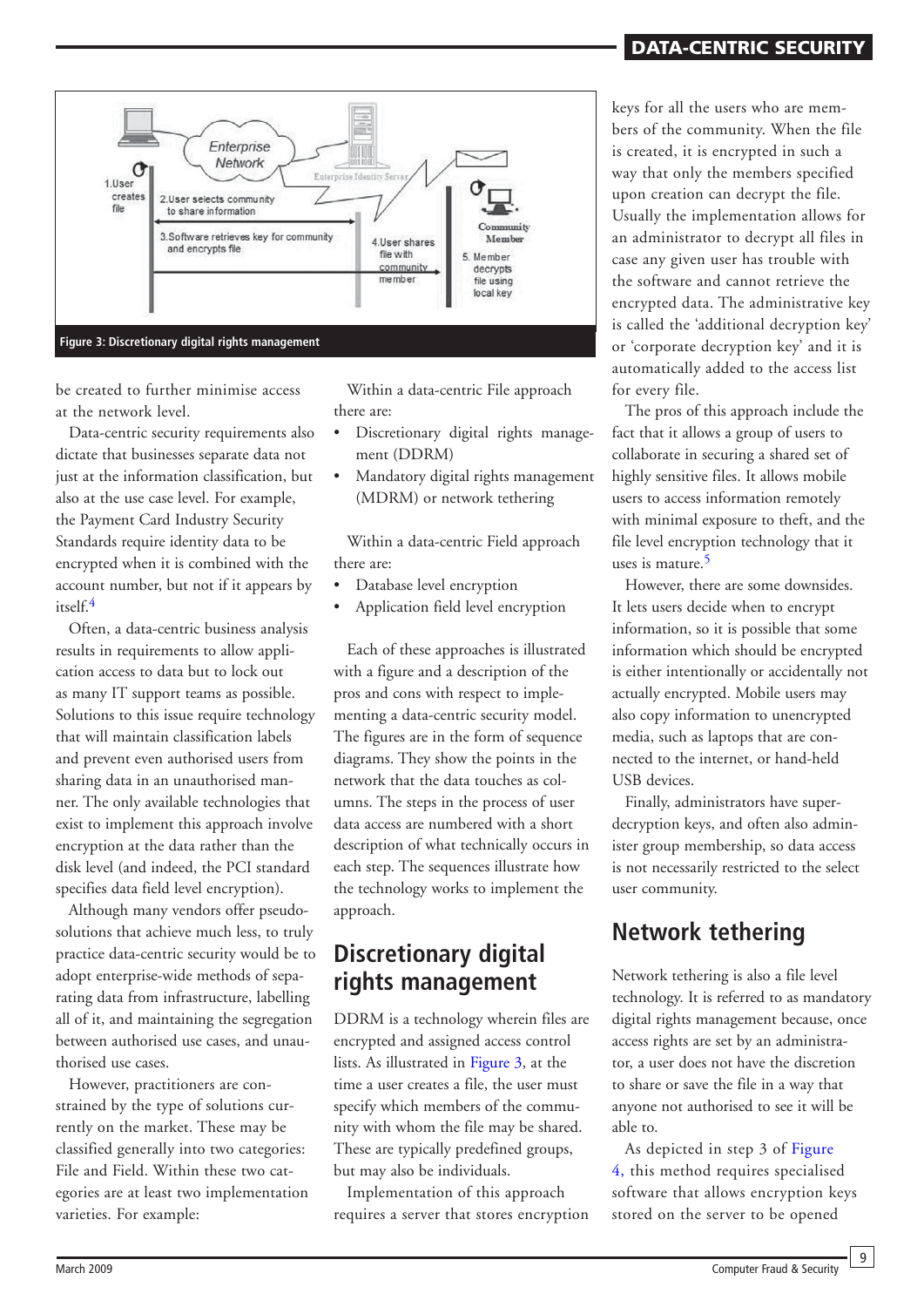Figure 3: Discretionary digital rights management

be created to further minimise access at the network level.

Data-centric security requirements also dictate that businesses separate data not just at the information classification, but also at the use case level. For example, the Payment Card Industry Security Standards require identity data to be encrypted when it is combined with the account number, but not if it appears by itself.[4]

Often, a data-centric business analysis results in requirements to allow application access to data but to lock out as many IT support teams as possible. Solutions to this issue require technology that will maintain classification labels and prevent even authorised users from sharing data in an unauthorised manner. The only available technologies that exist to implement this approach involve encryption at the data rather than the disk level (and indeed, the PCI standard specifies data field level encryption).

Although many vendors offer pseudo-solutions that achieve much less, to truly practice data-centric security would be to adopt enterprise-wide methods of separating data from infrastructure, labelling all of it, and maintaining the segregation between authorised use cases, and unauthorised use cases.

However, practitioners are constrained by the type of solutions currently on the market. These may be classified generally into two categories: File and Field. Within these two categories are at least two implementation varieties. For example:

Within a data-centric File approach there are:

- Discretionary digital rights management (DDRM)
- Mandatory digital rights management (MDRM) or network tethering

Within a data-centric Field approach there are:

- Database level encryption
- Application field level encryption

Each of these approaches is illustrated with a figure and a description of the pros and cons with respect to implementing a data-centric security model. The figures are in the form of sequence diagrams. They show the points in the network that the data touches as columns. The steps in the process of user data access are numbered with a short description of what technically occurs in each step. The sequences illustrate how the technology works to implement the approach.

## Discretionary digital rights management

DDRM is a technology wherein files are encrypted and assigned access control lists. As illustrated in Figure 3, at the time a user creates a file, the user must specify which members of the community with whom the file may be shared. These are typically predefined groups, but may also be individuals.

Implementation of this approach requires a server that stores encryption keys for all the users who are members of the community. When the file is created, it is encrypted in such a way that only the members specified upon creation can decrypt the file. Usually the implementation allows for an administrator to decrypt all files in case any given user has trouble with the software and cannot retrieve the encrypted data. The administrative key is called the 'additional decryption key' or 'corporate decryption key' and it is automatically added to the access list for every file.

The pros of this approach include the fact that it allows a group of users to collaborate in securing a shared set of highly sensitive files. It allows mobile users to access information remotely with minimal exposure to theft, and the file level encryption technology that it uses is mature.[5]

However, there are some downsides. It lets users decide when to encrypt information, so it is possible that some information which should be encrypted is either intentionally or accidentally not actually encrypted. Mobile users may also copy information to unencrypted media, such as laptops that are connected to the internet, or hand-held USB devices.

Finally, administrators have super-decryption keys, and often also administer group membership, so data access is not necessarily restricted to the select user community.

## Network tethering

Network tethering is also a file level technology. It is referred to as mandatory digital rights management because, once access rights are set by an administrator, a user does not have the discretion to share or save the file in a way that anyone not authorised to see it will be able to.

As depicted in step 3 of Figure 4, this method requires specialised software that allows encryption keys stored on the server to be opened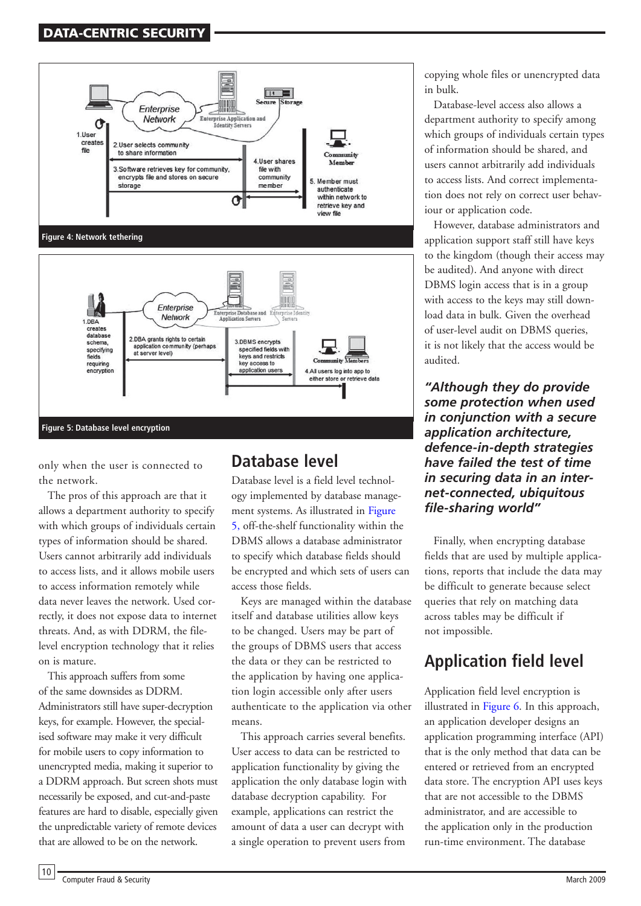Enterprise Network

Enterprise Application and Identity Servers

Secure Storage

1.User creates file

2.User selects community to share information

3.Software retrieves key for community, encrypts file and stores on secure storage

4.User shares file with community member

Community Member

5. Member must authenticate within network to retrieve key and view file

Figure 4: Network tethering

1.DBA creates database schema, specifying fields requiring encryption

Enterprise Network

Enterprise Database and Application Servers

Enterprise Identity Servers

2.DBA grants rights to certain application community (perhaps at server level)

3.DBMS encrypts specified fields with keys and restricts key access to application users

Community Members

4.All users log into app to either store or retrieve data

Figure 5: Database level encryption

only when the user is connected to the network.

The pros of this approach are that it allows a department authority to specify with which groups of individuals certain types of information should be shared. Users cannot arbitrarily add individuals to access lists, and it allows mobile users to access information remotely while data never leaves the network. Used correctly, it does not expose data to internet threats. And, as with DDRM, the file-level encryption technology that it relies on is mature.

This approach suffers from some of the same downsides as DDRM. Administrators still have super-decryption keys, for example. However, the specialised software may make it very difficult for mobile users to copy information to unencrypted media, making it superior to a DDRM approach. But screen shots must necessarily be exposed, and cut-and-paste features are hard to disable, especially given the unpredictable variety of remote devices that are allowed to be on the network.

## Database level

Database level is a field level technology implemented by database management systems. As illustrated in Figure 5, off-the-shelf functionality within the DBMS allows a database administrator to specify which database fields should be encrypted and which sets of users can access those fields.

Keys are managed within the database itself and database utilities allow keys to be changed. Users may be part of the groups of DBMS users that access the data or they can be restricted to the application by having one application login accessible only after users authenticate to the application via other means.

This approach carries several benefits. User access to data can be restricted to application functionality by giving the application the only database login with database decryption capability. For example, applications can restrict the amount of data a user can decrypt with a single operation to prevent users from copying whole files or unencrypted data in bulk.

Database-level access also allows a department authority to specify among which groups of individuals certain types of information should be shared, and users cannot arbitrarily add individuals to access lists. And correct implementation does not rely on correct user behaviour or application code.

However, database administrators and application support staff still have keys to the kingdom (though their access may be audited). And anyone with direct DBMS login access that is in a group with access to the keys may still download data in bulk. Given the overhead of user-level audit on DBMS queries, it is not likely that the access would be audited.

> ***"Although they do provide some protection when used in conjunction with a secure application architecture, defence-in-depth strategies have failed the test of time in securing data in an internet-connected, ubiquitous file-sharing world"***

Finally, when encrypting database fields that are used by multiple applications, reports that include the data may be difficult to generate because select queries that rely on matching data across tables may be difficult if not impossible.

## Application field level

Application field level encryption is illustrated in Figure 6. In this approach, an application developer designs an application programming interface (API) that is the only method that data can be entered or retrieved from an encrypted data store. The encryption API uses keys that are not accessible to the DBMS administrator, and are accessible to the application only in the production run-time environment. The database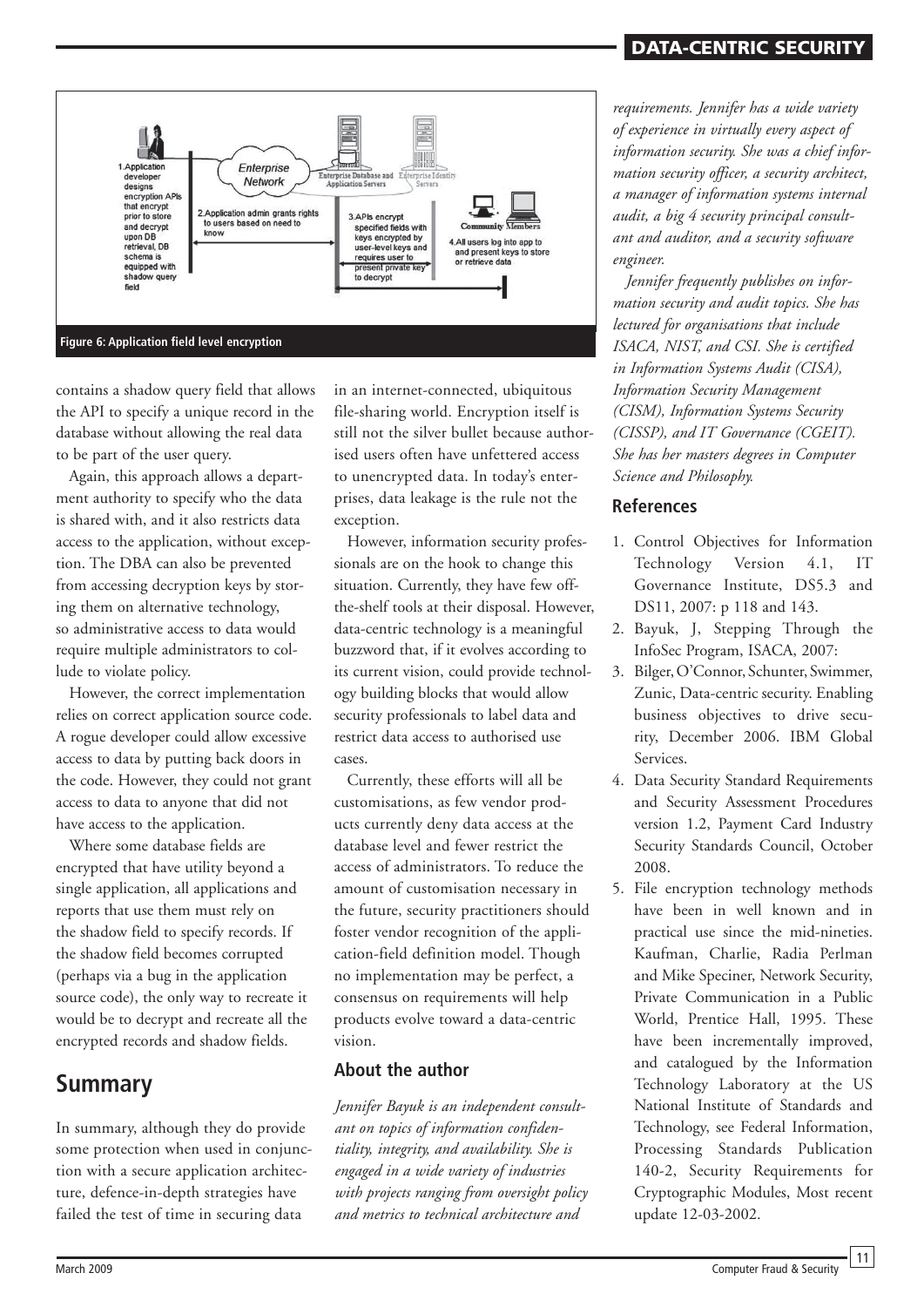1.Application developer designs encryption APIs that encrypt prior to store and decrypt upon DB retrieval, DB schema is equipped with shadow query field

Enterprise Network

2.Application admin grants rights to users based on need to know

Enterprise Database and Application Servers

Enterprise Identity Servers

3.APIs encrypt specified fields with keys encrypted by user-level keys and requires user to present private key to decrypt

Community Members

4.All users log into app to and present keys to store or retrieve data

**Figure 6: Application field level encryption**

contains a shadow query field that allows the API to specify a unique record in the database without allowing the real data to be part of the user query.

Again, this approach allows a department authority to specify who the data is shared with, and it also restricts data access to the application, without exception. The DBA can also be prevented from accessing decryption keys by storing them on alternative technology, so administrative access to data would require multiple administrators to collude to violate policy.

However, the correct implementation relies on correct application source code. A rogue developer could allow excessive access to data by putting back doors in the code. However, they could not grant access to data to anyone that did not have access to the application.

Where some database fields are encrypted that have utility beyond a single application, all applications and reports that use them must rely on the shadow field to specify records. If the shadow field becomes corrupted (perhaps via a bug in the application source code), the only way to recreate it would be to decrypt and recreate all the encrypted records and shadow fields.

## Summary

In summary, although they do provide some protection when used in conjunction with a secure application architecture, defence-in-depth strategies have failed the test of time in securing data in an internet-connected, ubiquitous file-sharing world. Encryption itself is still not the silver bullet because authorised users often have unfettered access to unencrypted data. In today's enterprises, data leakage is the rule not the exception.

However, information security professionals are on the hook to change this situation. Currently, they have few off-the-shelf tools at their disposal. However, data-centric technology is a meaningful buzzword that, if it evolves according to its current vision, could provide technology building blocks that would allow security professionals to label data and restrict data access to authorised use cases.

Currently, these efforts will all be customisations, as few vendor products currently deny data access at the database level and fewer restrict the access of administrators. To reduce the amount of customisation necessary in the future, security practitioners should foster vendor recognition of the application-field definition model. Though no implementation may be perfect, a consensus on requirements will help products evolve toward a data-centric vision.

### About the author

*Jennifer Bayuk is an independent consultant on topics of information confidentiality, integrity, and availability. She is engaged in a wide variety of industries with projects ranging from oversight policy and metrics to technical architecture and requirements. Jennifer has a wide variety of experience in virtually every aspect of information security. She was a chief information security officer, a security architect, a manager of information systems internal audit, a big 4 security principal consultant and auditor, and a security software engineer.*

*Jennifer frequently publishes on information security and audit topics. She has lectured for organisations that include ISACA, NIST, and CSI. She is certified in Information Systems Audit (CISA), Information Security Management (CISM), Information Systems Security (CISSP), and IT Governance (CGEIT). She has her masters degrees in Computer Science and Philosophy.*

### References

1. Control Objectives for Information Technology Version 4.1, IT Governance Institute, DS5.3 and DS11, 2007: p 118 and 143.
2. Bayuk, J, Stepping Through the InfoSec Program, ISACA, 2007:
3. Bilger, O'Connor, Schunter, Swimmer, Zunic, Data-centric security. Enabling business objectives to drive security, December 2006. IBM Global Services.
4. Data Security Standard Requirements and Security Assessment Procedures version 1.2, Payment Card Industry Security Standards Council, October 2008.
5. File encryption technology methods have been in well known and in practical use since the mid-nineties. Kaufman, Charlie, Radia Perlman and Mike Speciner, Network Security, Private Communication in a Public World, Prentice Hall, 1995. These have been incrementally improved, and catalogued by the Information Technology Laboratory at the US National Institute of Standards and Technology, see Federal Information, Processing Standards Publication 140-2, Security Requirements for Cryptographic Modules, Most recent update 12-03-2002.